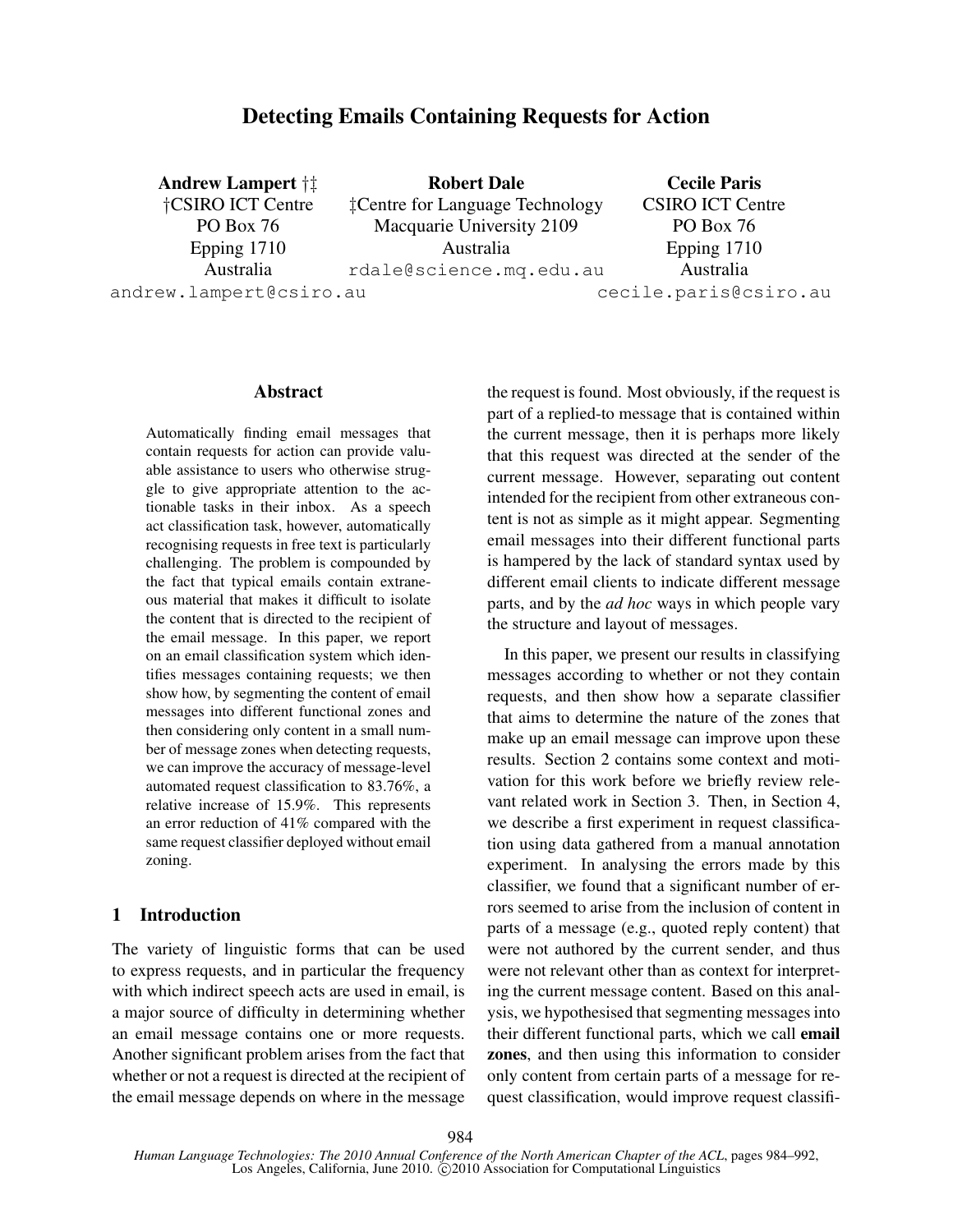# Detecting Emails Containing Requests for Action

**Andrew Lampert** †‡
†CSIRO ICT Centre
PO Box 76
Epping 1710
Australia
andrew.lampert@csiro.au

**Robert Dale**
‡Centre for Language Technology
Macquarie University 2109
Australia
rdale@science.mq.edu.au

**Cecile Paris**
CSIRO ICT Centre
PO Box 76
Epping 1710
Australia
cecile.paris@csiro.au

## Abstract

Automatically finding email messages that contain requests for action can provide valuable assistance to users who otherwise struggle to give appropriate attention to the actionable tasks in their inbox. As a speech act classification task, however, automatically recognising requests in free text is particularly challenging. The problem is compounded by the fact that typical emails contain extraneous material that makes it difficult to isolate the content that is directed to the recipient of the email message. In this paper, we report on an email classification system which identifies messages containing requests; we then show how, by segmenting the content of email messages into different functional zones and then considering only content in a small number of message zones when detecting requests, we can improve the accuracy of message-level automated request classification to 83.76%, a relative increase of 15.9%. This represents an error reduction of 41% compared with the same request classifier deployed without email zoning.

## 1 Introduction

The variety of linguistic forms that can be used to express requests, and in particular the frequency with which indirect speech acts are used in email, is a major source of difficulty in determining whether an email message contains one or more requests. Another significant problem arises from the fact that whether or not a request is directed at the recipient of the email message depends on where in the message the request is found. Most obviously, if the request is part of a replied-to message that is contained within the current message, then it is perhaps more likely that this request was directed at the sender of the current message. However, separating out content intended for the recipient from other extraneous content is not as simple as it might appear. Segmenting email messages into their different functional parts is hampered by the lack of standard syntax used by different email clients to indicate different message parts, and by the *ad hoc* ways in which people vary the structure and layout of messages.

In this paper, we present our results in classifying messages according to whether or not they contain requests, and then show how a separate classifier that aims to determine the nature of the zones that make up an email message can improve upon these results. Section 2 contains some context and motivation for this work before we briefly review relevant related work in Section 3. Then, in Section 4, we describe a first experiment in request classification using data gathered from a manual annotation experiment. In analysing the errors made by this classifier, we found that a significant number of errors seemed to arise from the inclusion of content in parts of a message (e.g., quoted reply content) that were not authored by the current sender, and thus were not relevant other than as context for interpreting the current message content. Based on this analysis, we hypothesised that segmenting messages into their different functional parts, which we call **email zones**, and then using this information to consider only content from certain parts of a message for request classification, would improve request classifi-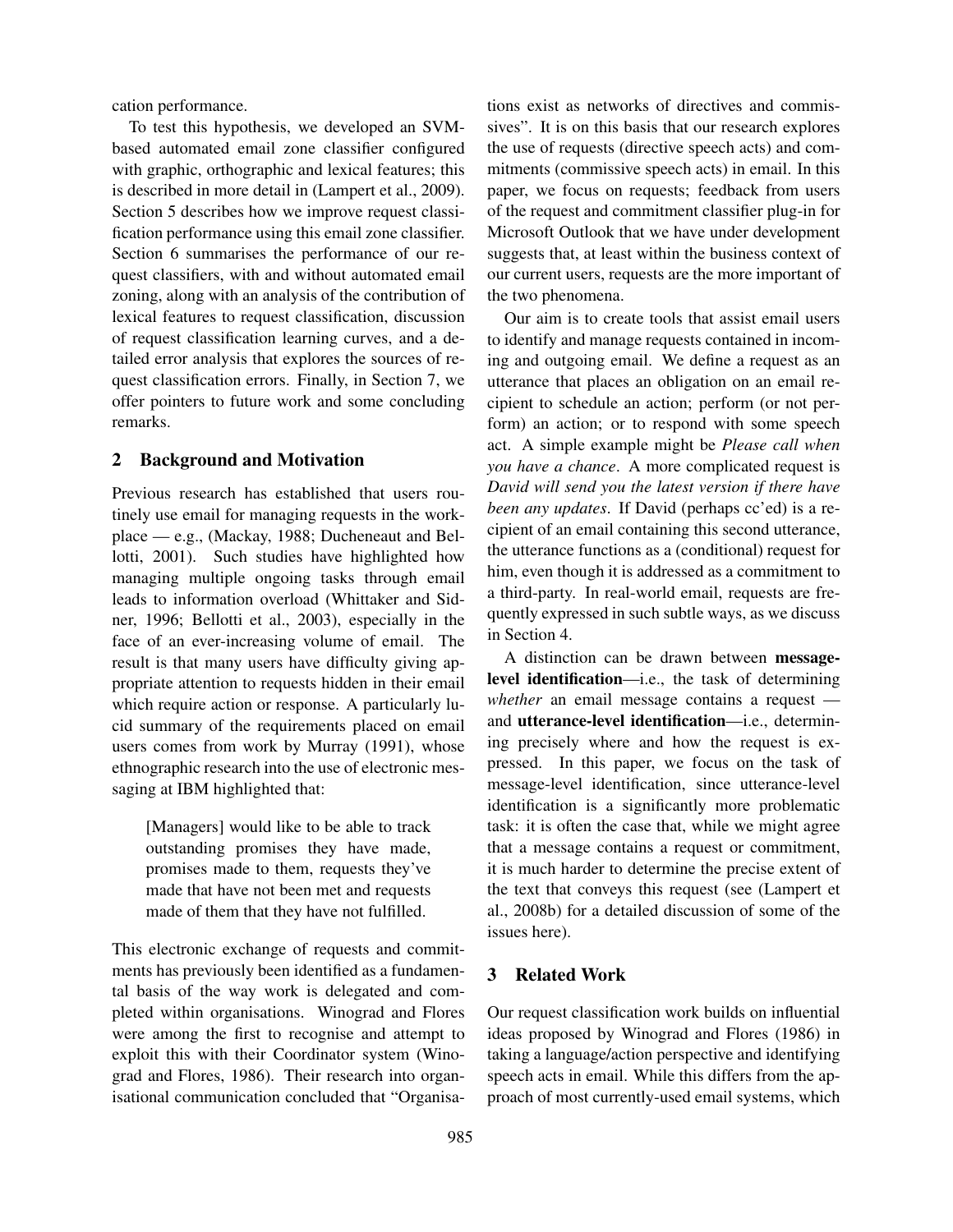cation performance.

To test this hypothesis, we developed an SVM-based automated email zone classifier configured with graphic, orthographic and lexical features; this is described in more detail in (Lampert et al., 2009). Section 5 describes how we improve request classification performance using this email zone classifier. Section 6 summarises the performance of our request classifiers, with and without automated email zoning, along with an analysis of the contribution of lexical features to request classification, discussion of request classification learning curves, and a detailed error analysis that explores the sources of request classification errors. Finally, in Section 7, we offer pointers to future work and some concluding remarks.

## 2 Background and Motivation

Previous research has established that users routinely use email for managing requests in the workplace — e.g., (Mackay, 1988; Ducheneaut and Bellotti, 2001). Such studies have highlighted how managing multiple ongoing tasks through email leads to information overload (Whittaker and Sidner, 1996; Bellotti et al., 2003), especially in the face of an ever-increasing volume of email. The result is that many users have difficulty giving appropriate attention to requests hidden in their email which require action or response. A particularly lucid summary of the requirements placed on email users comes from work by Murray (1991), whose ethnographic research into the use of electronic messaging at IBM highlighted that:

> [Managers] would like to be able to track outstanding promises they have made, promises made to them, requests they've made that have not been met and requests made of them that they have not fulfilled.

This electronic exchange of requests and commitments has previously been identified as a fundamental basis of the way work is delegated and completed within organisations. Winograd and Flores were among the first to recognise and attempt to exploit this with their Coordinator system (Winograd and Flores, 1986). Their research into organisational communication concluded that "Organisations exist as networks of directives and commissives". It is on this basis that our research explores the use of requests (directive speech acts) and commitments (commissive speech acts) in email. In this paper, we focus on requests; feedback from users of the request and commitment classifier plug-in for Microsoft Outlook that we have under development suggests that, at least within the business context of our current users, requests are the more important of the two phenomena.

Our aim is to create tools that assist email users to identify and manage requests contained in incoming and outgoing email. We define a request as an utterance that places an obligation on an email recipient to schedule an action; perform (or not perform) an action; or to respond with some speech act. A simple example might be *Please call when you have a chance*. A more complicated request is *David will send you the latest version if there have been any updates*. If David (perhaps cc'ed) is a recipient of an email containing this second utterance, the utterance functions as a (conditional) request for him, even though it is addressed as a commitment to a third-party. In real-world email, requests are frequently expressed in such subtle ways, as we discuss in Section 4.

A distinction can be drawn between **message-level identification**—i.e., the task of determining *whether* an email message contains a request — and **utterance-level identification**—i.e., determining precisely where and how the request is expressed. In this paper, we focus on the task of message-level identification, since utterance-level identification is a significantly more problematic task: it is often the case that, while we might agree that a message contains a request or commitment, it is much harder to determine the precise extent of the text that conveys this request (see (Lampert et al., 2008b) for a detailed discussion of some of the issues here).

## 3 Related Work

Our request classification work builds on influential ideas proposed by Winograd and Flores (1986) in taking a language/action perspective and identifying speech acts in email. While this differs from the approach of most currently-used email systems, which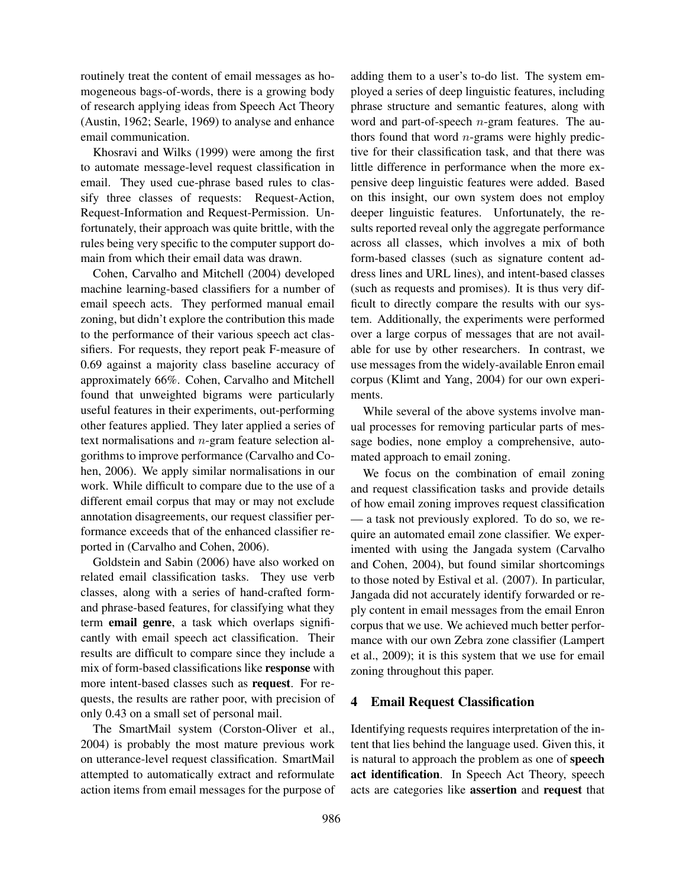routinely treat the content of email messages as homogeneous bags-of-words, there is a growing body of research applying ideas from Speech Act Theory (Austin, 1962; Searle, 1969) to analyse and enhance email communication.

Khosravi and Wilks (1999) were among the first to automate message-level request classification in email. They used cue-phrase based rules to classify three classes of requests: Request-Action, Request-Information and Request-Permission. Unfortunately, their approach was quite brittle, with the rules being very specific to the computer support domain from which their email data was drawn.

Cohen, Carvalho and Mitchell (2004) developed machine learning-based classifiers for a number of email speech acts. They performed manual email zoning, but didn't explore the contribution this made to the performance of their various speech act classifiers. For requests, they report peak F-measure of 0.69 against a majority class baseline accuracy of approximately 66%. Cohen, Carvalho and Mitchell found that unweighted bigrams were particularly useful features in their experiments, out-performing other features applied. They later applied a series of text normalisations and $n$-gram feature selection algorithms to improve performance (Carvalho and Cohen, 2006). We apply similar normalisations in our work. While difficult to compare due to the use of a different email corpus that may or may not exclude annotation disagreements, our request classifier performance exceeds that of the enhanced classifier reported in (Carvalho and Cohen, 2006).

Goldstein and Sabin (2006) have also worked on related email classification tasks. They use verb classes, along with a series of hand-crafted form- and phrase-based features, for classifying what they term **email genre**, a task which overlaps significantly with email speech act classification. Their results are difficult to compare since they include a mix of form-based classifications like **response** with more intent-based classes such as **request**. For requests, the results are rather poor, with precision of only 0.43 on a small set of personal mail.

The SmartMail system (Corston-Oliver et al., 2004) is probably the most mature previous work on utterance-level request classification. SmartMail attempted to automatically extract and reformulate action items from email messages for the purpose of adding them to a user's to-do list. The system employed a series of deep linguistic features, including phrase structure and semantic features, along with word and part-of-speech $n$-gram features. The authors found that word $n$-grams were highly predictive for their classification task, and that there was little difference in performance when the more expensive deep linguistic features were added. Based on this insight, our own system does not employ deeper linguistic features. Unfortunately, the results reported reveal only the aggregate performance across all classes, which involves a mix of both form-based classes (such as signature content address lines and URL lines), and intent-based classes (such as requests and promises). It is thus very difficult to directly compare the results with our system. Additionally, the experiments were performed over a large corpus of messages that are not available for use by other researchers. In contrast, we use messages from the widely-available Enron email corpus (Klimt and Yang, 2004) for our own experiments.

While several of the above systems involve manual processes for removing particular parts of message bodies, none employ a comprehensive, automated approach to email zoning.

We focus on the combination of email zoning and request classification tasks and provide details of how email zoning improves request classification — a task not previously explored. To do so, we require an automated email zone classifier. We experimented with using the Jangada system (Carvalho and Cohen, 2004), but found similar shortcomings to those noted by Estival et al. (2007). In particular, Jangada did not accurately identify forwarded or reply content in email messages from the email Enron corpus that we use. We achieved much better performance with our own Zebra zone classifier (Lampert et al., 2009); it is this system that we use for email zoning throughout this paper.

## 4 Email Request Classification

Identifying requests requires interpretation of the intent that lies behind the language used. Given this, it is natural to approach the problem as one of **speech act identification**. In Speech Act Theory, speech acts are categories like **assertion** and **request** that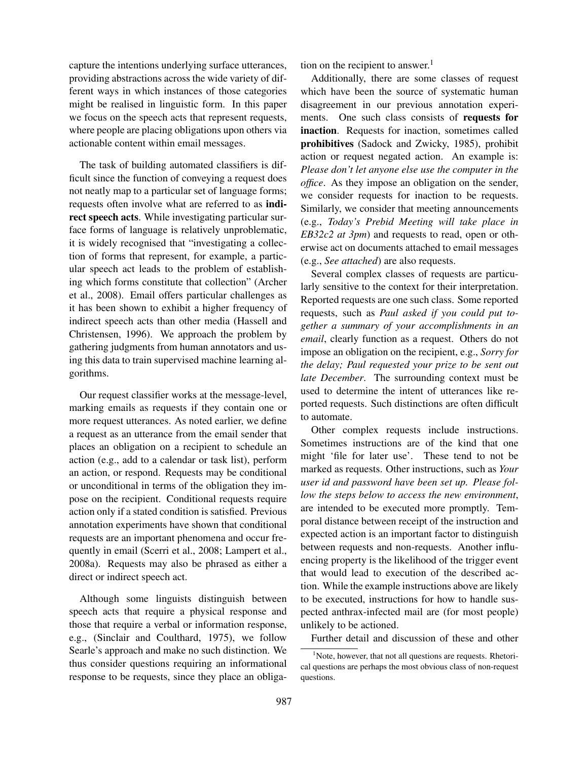capture the intentions underlying surface utterances, providing abstractions across the wide variety of different ways in which instances of those categories might be realised in linguistic form. In this paper we focus on the speech acts that represent requests, where people are placing obligations upon others via actionable content within email messages.

The task of building automated classifiers is difficult since the function of conveying a request does not neatly map to a particular set of language forms; requests often involve what are referred to as **indirect speech acts**. While investigating particular surface forms of language is relatively unproblematic, it is widely recognised that "investigating a collection of forms that represent, for example, a particular speech act leads to the problem of establishing which forms constitute that collection" (Archer et al., 2008). Email offers particular challenges as it has been shown to exhibit a higher frequency of indirect speech acts than other media (Hassell and Christensen, 1996). We approach the problem by gathering judgments from human annotators and using this data to train supervised machine learning algorithms.

Our request classifier works at the message-level, marking emails as requests if they contain one or more request utterances. As noted earlier, we define a request as an utterance from the email sender that places an obligation on a recipient to schedule an action (e.g., add to a calendar or task list), perform an action, or respond. Requests may be conditional or unconditional in terms of the obligation they impose on the recipient. Conditional requests require action only if a stated condition is satisfied. Previous annotation experiments have shown that conditional requests are an important phenomena and occur frequently in email (Scerri et al., 2008; Lampert et al., 2008a). Requests may also be phrased as either a direct or indirect speech act.

Although some linguists distinguish between speech acts that require a physical response and those that require a verbal or information response, e.g., (Sinclair and Coulthard, 1975), we follow Searle's approach and make no such distinction. We thus consider questions requiring an informational response to be requests, since they place an obligation on the recipient to answer.[1]

Additionally, there are some classes of request which have been the source of systematic human disagreement in our previous annotation experiments. One such class consists of **requests for inaction**. Requests for inaction, sometimes called **prohibitives** (Sadock and Zwicky, 1985), prohibit action or request negated action. An example is: *Please don't let anyone else use the computer in the office*. As they impose an obligation on the sender, we consider requests for inaction to be requests. Similarly, we consider that meeting announcements (e.g., *Today's Prebid Meeting will take place in EB32c2 at 3pm*) and requests to read, open or otherwise act on documents attached to email messages (e.g., *See attached*) are also requests.

Several complex classes of requests are particularly sensitive to the context for their interpretation. Reported requests are one such class. Some reported requests, such as *Paul asked if you could put together a summary of your accomplishments in an email*, clearly function as a request. Others do not impose an obligation on the recipient, e.g., *Sorry for the delay; Paul requested your prize to be sent out late December*. The surrounding context must be used to determine the intent of utterances like reported requests. Such distinctions are often difficult to automate.

Other complex requests include instructions. Sometimes instructions are of the kind that one might 'file for later use'. These tend to not be marked as requests. Other instructions, such as *Your user id and password have been set up. Please follow the steps below to access the new environment*, are intended to be executed more promptly. Temporal distance between receipt of the instruction and expected action is an important factor to distinguish between requests and non-requests. Another influencing property is the likelihood of the trigger event that would lead to execution of the described action. While the example instructions above are likely to be executed, instructions for how to handle suspected anthrax-infected mail are (for most people) unlikely to be actioned.

Further detail and discussion of these and other

[1] Note, however, that not all questions are requests. Rhetorical questions are perhaps the most obvious class of non-request questions.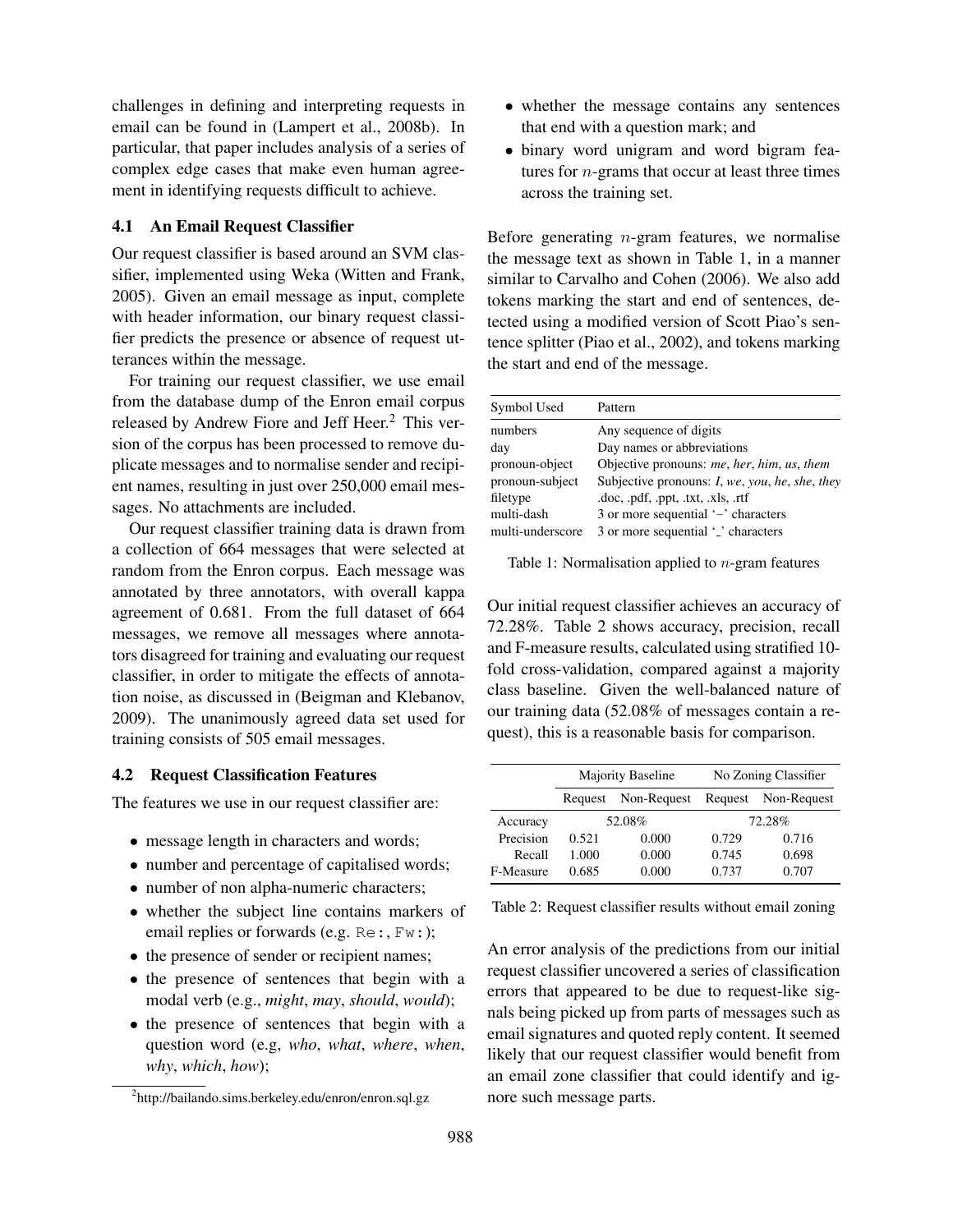challenges in defining and interpreting requests in email can be found in (Lampert et al., 2008b). In particular, that paper includes analysis of a series of complex edge cases that make even human agreement in identifying requests difficult to achieve.

### 4.1 An Email Request Classifier

Our request classifier is based around an SVM classifier, implemented using Weka (Witten and Frank, 2005). Given an email message as input, complete with header information, our binary request classifier predicts the presence or absence of request utterances within the message.

For training our request classifier, we use email from the database dump of the Enron email corpus released by Andrew Fiore and Jeff Heer.[2] This version of the corpus has been processed to remove duplicate messages and to normalise sender and recipient names, resulting in just over 250,000 email messages. No attachments are included.

Our request classifier training data is drawn from a collection of 664 messages that were selected at random from the Enron corpus. Each message was annotated by three annotators, with overall kappa agreement of 0.681. From the full dataset of 664 messages, we remove all messages where annotators disagreed for training and evaluating our request classifier, in order to mitigate the effects of annotation noise, as discussed in (Beigman and Klebanov, 2009). The unanimously agreed data set used for training consists of 505 email messages.

### 4.2 Request Classification Features

The features we use in our request classifier are:

- message length in characters and words;
- number and percentage of capitalised words;
- number of non alpha-numeric characters;
- whether the subject line contains markers of email replies or forwards (e.g. `Re:`, `Fw:`);
- the presence of sender or recipient names;
- the presence of sentences that begin with a modal verb (e.g., *might*, *may*, *should*, *would*);
- the presence of sentences that begin with a question word (e.g, *who*, *what*, *where*, *when*, *why*, *which*, *how*);
- whether the message contains any sentences that end with a question mark; and
- binary word unigram and word bigram features for $n$-grams that occur at least three times across the training set.

Before generating $n$-gram features, we normalise the message text as shown in Table 1, in a manner similar to Carvalho and Cohen (2006). We also add tokens marking the start and end of sentences, detected using a modified version of Scott Piao's sentence splitter (Piao et al., 2002), and tokens marking the start and end of the message.

| Symbol Used | Pattern |
|---|---|
| numbers | Any sequence of digits |
| day | Day names or abbreviations |
| pronoun-object | Objective pronouns: *me*, *her*, *him*, *us*, *them* |
| pronoun-subject | Subjective pronouns: *I*, *we*, *you*, *he*, *she*, *they* |
| filetype | .doc, .pdf, .ppt, .txt, .xls, .rtf |
| multi-dash | 3 or more sequential '−' characters |
| multi-underscore | 3 or more sequential '_' characters |

Table 1: Normalisation applied to $n$-gram features

Our initial request classifier achieves an accuracy of 72.28%. Table 2 shows accuracy, precision, recall and F-measure results, calculated using stratified 10-fold cross-validation, compared against a majority class baseline. Given the well-balanced nature of our training data (52.08% of messages contain a request), this is a reasonable basis for comparison.

| | Majority Baseline | | No Zoning Classifier | |
|---|---|---|---|---|
| | Request | Non-Request | Request | Non-Request |
| Accuracy | 52.08% | | 72.28% | |
| Precision | 0.521 | 0.000 | 0.729 | 0.716 |
| Recall | 1.000 | 0.000 | 0.745 | 0.698 |
| F-Measure | 0.685 | 0.000 | 0.737 | 0.707 |

Table 2: Request classifier results without email zoning

An error analysis of the predictions from our initial request classifier uncovered a series of classification errors that appeared to be due to request-like signals being picked up from parts of messages such as email signatures and quoted reply content. It seemed likely that our request classifier would benefit from an email zone classifier that could identify and ignore such message parts.

[2] http://bailando.sims.berkeley.edu/enron/enron.sql.gz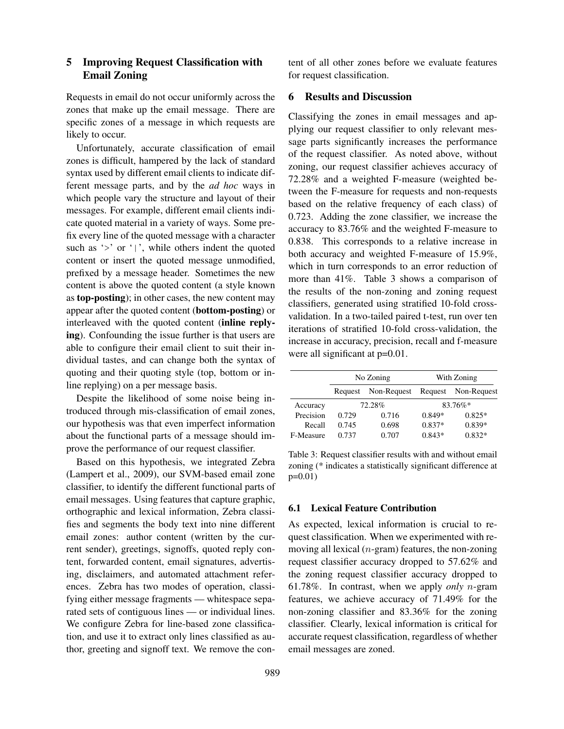## 5 Improving Request Classification with Email Zoning

Requests in email do not occur uniformly across the zones that make up the email message. There are specific zones of a message in which requests are likely to occur.

Unfortunately, accurate classification of email zones is difficult, hampered by the lack of standard syntax used by different email clients to indicate different message parts, and by the *ad hoc* ways in which people vary the structure and layout of their messages. For example, different email clients indicate quoted material in a variety of ways. Some prefix every line of the quoted message with a character such as '>' or '|', while others indent the quoted content or insert the quoted message unmodified, prefixed by a message header. Sometimes the new content is above the quoted content (a style known as **top-posting**); in other cases, the new content may appear after the quoted content (**bottom-posting**) or interleaved with the quoted content (**inline replying**). Confounding the issue further is that users are able to configure their email client to suit their individual tastes, and can change both the syntax of quoting and their quoting style (top, bottom or inline replying) on a per message basis.

Despite the likelihood of some noise being introduced through mis-classification of email zones, our hypothesis was that even imperfect information about the functional parts of a message should improve the performance of our request classifier.

Based on this hypothesis, we integrated Zebra (Lampert et al., 2009), our SVM-based email zone classifier, to identify the different functional parts of email messages. Using features that capture graphic, orthographic and lexical information, Zebra classifies and segments the body text into nine different email zones: author content (written by the current sender), greetings, signoffs, quoted reply content, forwarded content, email signatures, advertising, disclaimers, and automated attachment references. Zebra has two modes of operation, classifying either message fragments — whitespace separated sets of contiguous lines — or individual lines. We configure Zebra for line-based zone classification, and use it to extract only lines classified as author, greeting and signoff text. We remove the content of all other zones before we evaluate features for request classification.

## 6 Results and Discussion

Classifying the zones in email messages and applying our request classifier to only relevant message parts significantly increases the performance of the request classifier. As noted above, without zoning, our request classifier achieves accuracy of 72.28% and a weighted F-measure (weighted between the F-measure for requests and non-requests based on the relative frequency of each class) of 0.723. Adding the zone classifier, we increase the accuracy to 83.76% and the weighted F-measure to 0.838. This corresponds to a relative increase in both accuracy and weighted F-measure of 15.9%, which in turn corresponds to an error reduction of more than 41%. Table 3 shows a comparison of the results of the non-zoning and zoning request classifiers, generated using stratified 10-fold cross-validation. In a two-tailed paired t-test, run over ten iterations of stratified 10-fold cross-validation, the increase in accuracy, precision, recall and f-measure were all significant at p=0.01.

| | No Zoning | | With Zoning | |
|---|---|---|---|---|
| | Request | Non-Request | Request | Non-Request |
| Accuracy | 72.28% | | 83.76%* | |
| Precision | 0.729 | 0.716 | 0.849* | 0.825* |
| Recall | 0.745 | 0.698 | 0.837* | 0.839* |
| F-Measure | 0.737 | 0.707 | 0.843* | 0.832* |

Table 3: Request classifier results with and without email zoning (* indicates a statistically significant difference at p=0.01)

### 6.1 Lexical Feature Contribution

As expected, lexical information is crucial to request classification. When we experimented with removing all lexical ($n$-gram) features, the non-zoning request classifier accuracy dropped to 57.62% and the zoning request classifier accuracy dropped to 61.78%. In contrast, when we apply *only* $n$-gram features, we achieve accuracy of 71.49% for the non-zoning classifier and 83.36% for the zoning classifier. Clearly, lexical information is critical for accurate request classification, regardless of whether email messages are zoned.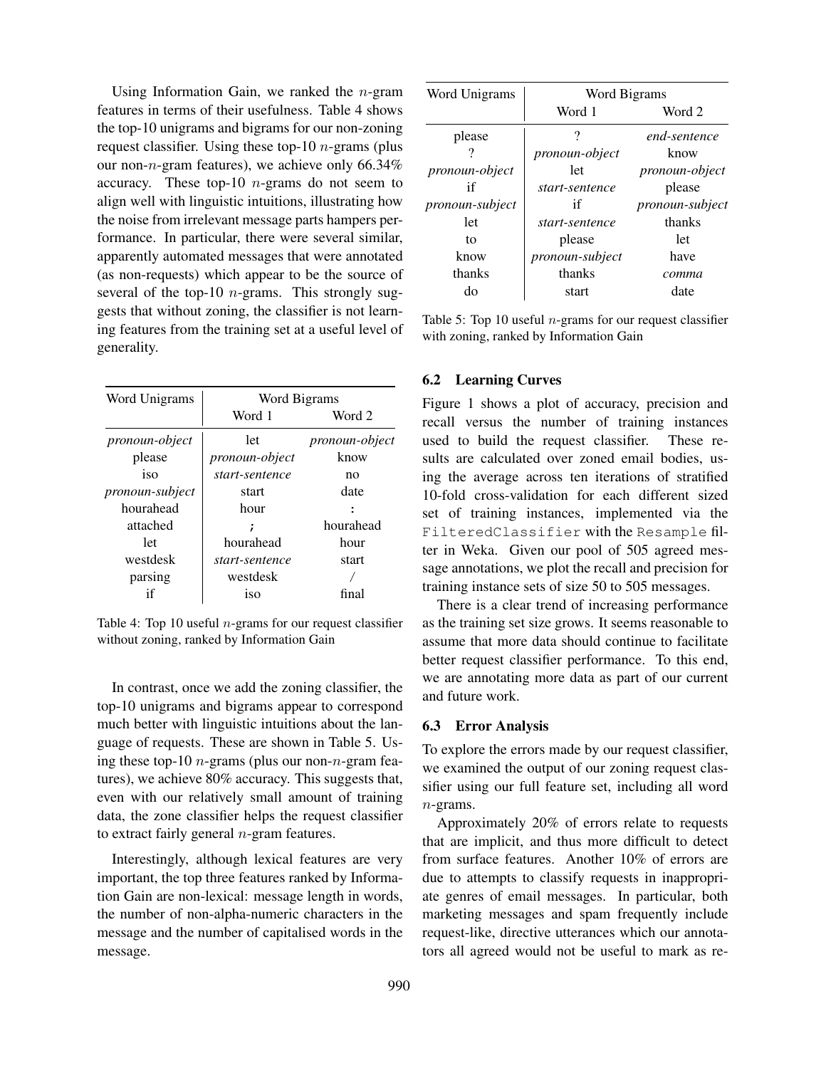Using Information Gain, we ranked the $n$-gram features in terms of their usefulness. Table 4 shows the top-10 unigrams and bigrams for our non-zoning request classifier. Using these top-10 $n$-grams (plus our non-$n$-gram features), we achieve only 66.34% accuracy. These top-10 $n$-grams do not seem to align well with linguistic intuitions, illustrating how the noise from irrelevant message parts hampers performance. In particular, there were several similar, apparently automated messages that were annotated (as non-requests) which appear to be the source of several of the top-10 $n$-grams. This strongly suggests that without zoning, the classifier is not learning features from the training set at a useful level of generality.

| Word Unigrams | Word Bigrams | |
|---|---|---|
| | Word 1 | Word 2 |
| *pronoun-object* | let | *pronoun-object* |
| please | *pronoun-object* | know |
| iso | *start-sentence* | no |
| *pronoun-subject* | start | date |
| hourahead | hour | : |
| attached | ; | hourahead |
| let | hourahead | hour |
| westdesk | *start-sentence* | start |
| parsing | westdesk | / |
| if | iso | final |

Table 4: Top 10 useful $n$-grams for our request classifier without zoning, ranked by Information Gain

In contrast, once we add the zoning classifier, the top-10 unigrams and bigrams appear to correspond much better with linguistic intuitions about the language of requests. These are shown in Table 5. Using these top-10 $n$-grams (plus our non-$n$-gram features), we achieve 80% accuracy. This suggests that, even with our relatively small amount of training data, the zone classifier helps the request classifier to extract fairly general $n$-gram features.

Interestingly, although lexical features are very important, the top three features ranked by Information Gain are non-lexical: message length in words, the number of non-alpha-numeric characters in the message and the number of capitalised words in the message.

| Word Unigrams | Word Bigrams | |
|---|---|---|
| | Word 1 | Word 2 |
| please | ? | *end-sentence* |
| ? | *pronoun-object* | know |
| *pronoun-object* | let | *pronoun-object* |
| if | *start-sentence* | please |
| *pronoun-subject* | if | *pronoun-subject* |
| let | *start-sentence* | thanks |
| to | please | let |
| know | *pronoun-subject* | have |
| thanks | thanks | *comma* |
| do | start | date |

Table 5: Top 10 useful $n$-grams for our request classifier with zoning, ranked by Information Gain

### 6.2 Learning Curves

Figure 1 shows a plot of accuracy, precision and recall versus the number of training instances used to build the request classifier. These results are calculated over zoned email bodies, using the average across ten iterations of stratified 10-fold cross-validation for each different sized set of training instances, implemented via the `FilteredClassifier` with the `Resample` filter in Weka. Given our pool of 505 agreed message annotations, we plot the recall and precision for training instance sets of size 50 to 505 messages.

There is a clear trend of increasing performance as the training set size grows. It seems reasonable to assume that more data should continue to facilitate better request classifier performance. To this end, we are annotating more data as part of our current and future work.

### 6.3 Error Analysis

To explore the errors made by our request classifier, we examined the output of our zoning request classifier using our full feature set, including all word $n$-grams.

Approximately 20% of errors relate to requests that are implicit, and thus more difficult to detect from surface features. Another 10% of errors are due to attempts to classify requests in inappropriate genres of email messages. In particular, both marketing messages and spam frequently include request-like, directive utterances which our annotators all agreed would not be useful to mark as re-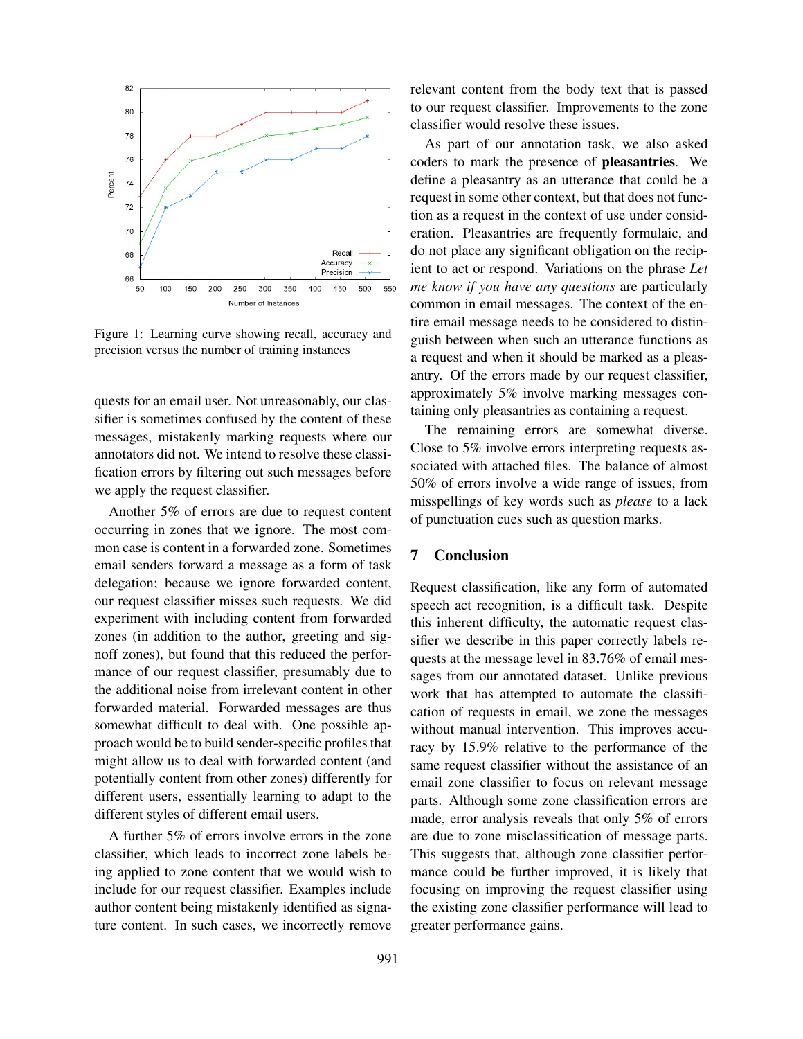Figure 1: Learning curve showing recall, accuracy and precision versus the number of training instances

quests for an email user. Not unreasonably, our classifier is sometimes confused by the content of these messages, mistakenly marking requests where our annotators did not. We intend to resolve these classification errors by filtering out such messages before we apply the request classifier.

Another 5% of errors are due to request content occurring in zones that we ignore. The most common case is content in a forwarded zone. Sometimes email senders forward a message as a form of task delegation; because we ignore forwarded content, our request classifier misses such requests. We did experiment with including content from forwarded zones (in addition to the author, greeting and signoff zones), but found that this reduced the performance of our request classifier, presumably due to the additional noise from irrelevant content in other forwarded material. Forwarded messages are thus somewhat difficult to deal with. One possible approach would be to build sender-specific profiles that might allow us to deal with forwarded content (and potentially content from other zones) differently for different users, essentially learning to adapt to the different styles of different email users.

A further 5% of errors involve errors in the zone classifier, which leads to incorrect zone labels being applied to zone content that we would wish to include for our request classifier. Examples include author content being mistakenly identified as signature content. In such cases, we incorrectly remove relevant content from the body text that is passed to our request classifier. Improvements to the zone classifier would resolve these issues.

As part of our annotation task, we also asked coders to mark the presence of **pleasantries**. We define a pleasantry as an utterance that could be a request in some other context, but that does not function as a request in the context of use under consideration. Pleasantries are frequently formulaic, and do not place any significant obligation on the recipient to act or respond. Variations on the phrase *Let me know if you have any questions* are particularly common in email messages. The context of the entire email message needs to be considered to distinguish between when such an utterance functions as a request and when it should be marked as a pleasantry. Of the errors made by our request classifier, approximately 5% involve marking messages containing only pleasantries as containing a request.

The remaining errors are somewhat diverse. Close to 5% involve errors interpreting requests associated with attached files. The balance of almost 50% of errors involve a wide range of issues, from misspellings of key words such as *please* to a lack of punctuation cues such as question marks.

## 7 Conclusion

Request classification, like any form of automated speech act recognition, is a difficult task. Despite this inherent difficulty, the automatic request classifier we describe in this paper correctly labels requests at the message level in 83.76% of email messages from our annotated dataset. Unlike previous work that has attempted to automate the classification of requests in email, we zone the messages without manual intervention. This improves accuracy by 15.9% relative to the performance of the same request classifier without the assistance of an email zone classifier to focus on relevant message parts. Although some zone classification errors are made, error analysis reveals that only 5% of errors are due to zone misclassification of message parts. This suggests that, although zone classifier performance could be further improved, it is likely that focusing on improving the request classifier using the existing zone classifier performance will lead to greater performance gains.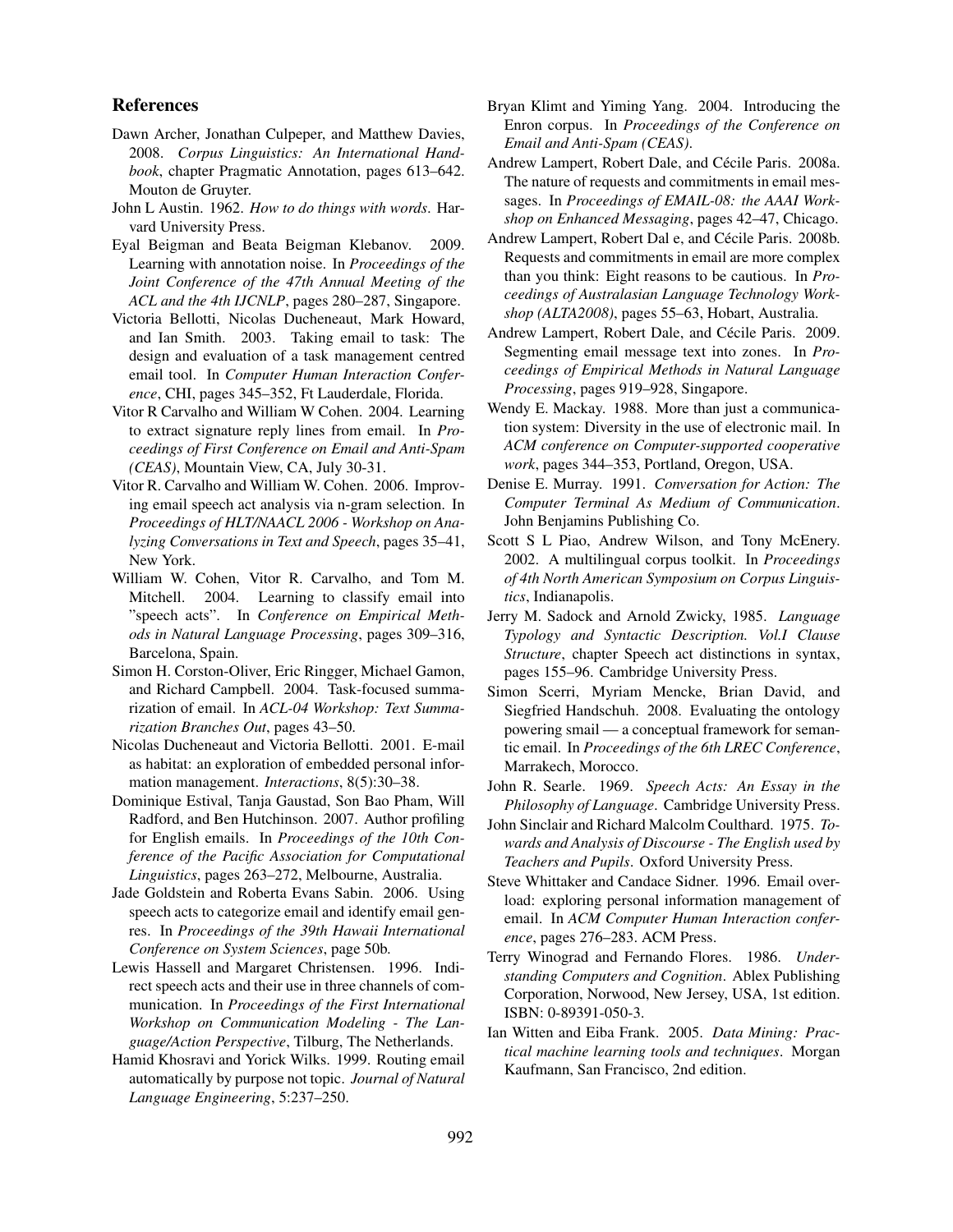## References

Dawn Archer, Jonathan Culpeper, and Matthew Davies, 2008. *Corpus Linguistics: An International Handbook*, chapter Pragmatic Annotation, pages 613–642. Mouton de Gruyter.

John L Austin. 1962. *How to do things with words*. Harvard University Press.

Eyal Beigman and Beata Beigman Klebanov. 2009. Learning with annotation noise. In *Proceedings of the Joint Conference of the 47th Annual Meeting of the ACL and the 4th IJCNLP*, pages 280–287, Singapore.

Victoria Bellotti, Nicolas Ducheneaut, Mark Howard, and Ian Smith. 2003. Taking email to task: The design and evaluation of a task management centred email tool. In *Computer Human Interaction Conference*, CHI, pages 345–352, Ft Lauderdale, Florida.

Vitor R Carvalho and William W Cohen. 2004. Learning to extract signature reply lines from email. In *Proceedings of First Conference on Email and Anti-Spam (CEAS)*, Mountain View, CA, July 30-31.

Vitor R. Carvalho and William W. Cohen. 2006. Improving email speech act analysis via n-gram selection. In *Proceedings of HLT/NAACL 2006 - Workshop on Analyzing Conversations in Text and Speech*, pages 35–41, New York.

William W. Cohen, Vitor R. Carvalho, and Tom M. Mitchell. 2004. Learning to classify email into "speech acts". In *Conference on Empirical Methods in Natural Language Processing*, pages 309–316, Barcelona, Spain.

Simon H. Corston-Oliver, Eric Ringger, Michael Gamon, and Richard Campbell. 2004. Task-focused summarization of email. In *ACL-04 Workshop: Text Summarization Branches Out*, pages 43–50.

Nicolas Ducheneaut and Victoria Bellotti. 2001. E-mail as habitat: an exploration of embedded personal information management. *Interactions*, 8(5):30–38.

Dominique Estival, Tanja Gaustad, Son Bao Pham, Will Radford, and Ben Hutchinson. 2007. Author profiling for English emails. In *Proceedings of the 10th Conference of the Pacific Association for Computational Linguistics*, pages 263–272, Melbourne, Australia.

Jade Goldstein and Roberta Evans Sabin. 2006. Using speech acts to categorize email and identify email genres. In *Proceedings of the 39th Hawaii International Conference on System Sciences*, page 50b.

Lewis Hassell and Margaret Christensen. 1996. Indirect speech acts and their use in three channels of communication. In *Proceedings of the First International Workshop on Communication Modeling - The Language/Action Perspective*, Tilburg, The Netherlands.

Hamid Khosravi and Yorick Wilks. 1999. Routing email automatically by purpose not topic. *Journal of Natural Language Engineering*, 5:237–250.

Bryan Klimt and Yiming Yang. 2004. Introducing the Enron corpus. In *Proceedings of the Conference on Email and Anti-Spam (CEAS)*.

Andrew Lampert, Robert Dale, and Cécile Paris. 2008a. The nature of requests and commitments in email messages. In *Proceedings of EMAIL-08: the AAAI Workshop on Enhanced Messaging*, pages 42–47, Chicago.

Andrew Lampert, Robert Dal e, and Cécile Paris. 2008b. Requests and commitments in email are more complex than you think: Eight reasons to be cautious. In *Proceedings of Australasian Language Technology Workshop (ALTA2008)*, pages 55–63, Hobart, Australia.

Andrew Lampert, Robert Dale, and Cécile Paris. 2009. Segmenting email message text into zones. In *Proceedings of Empirical Methods in Natural Language Processing*, pages 919–928, Singapore.

Wendy E. Mackay. 1988. More than just a communication system: Diversity in the use of electronic mail. In *ACM conference on Computer-supported cooperative work*, pages 344–353, Portland, Oregon, USA.

Denise E. Murray. 1991. *Conversation for Action: The Computer Terminal As Medium of Communication*. John Benjamins Publishing Co.

Scott S L Piao, Andrew Wilson, and Tony McEnery. 2002. A multilingual corpus toolkit. In *Proceedings of 4th North American Symposium on Corpus Linguistics*, Indianapolis.

Jerry M. Sadock and Arnold Zwicky, 1985. *Language Typology and Syntactic Description. Vol.I Clause Structure*, chapter Speech act distinctions in syntax, pages 155–96. Cambridge University Press.

Simon Scerri, Myriam Mencke, Brian David, and Siegfried Handschuh. 2008. Evaluating the ontology powering smail — a conceptual framework for semantic email. In *Proceedings of the 6th LREC Conference*, Marrakech, Morocco.

John R. Searle. 1969. *Speech Acts: An Essay in the Philosophy of Language*. Cambridge University Press.

John Sinclair and Richard Malcolm Coulthard. 1975. *Towards and Analysis of Discourse - The English used by Teachers and Pupils*. Oxford University Press.

Steve Whittaker and Candace Sidner. 1996. Email overload: exploring personal information management of email. In *ACM Computer Human Interaction conference*, pages 276–283. ACM Press.

Terry Winograd and Fernando Flores. 1986. *Understanding Computers and Cognition*. Ablex Publishing Corporation, Norwood, New Jersey, USA, 1st edition. ISBN: 0-89391-050-3.

Ian Witten and Eiba Frank. 2005. *Data Mining: Practical machine learning tools and techniques*. Morgan Kaufmann, San Francisco, 2nd edition.